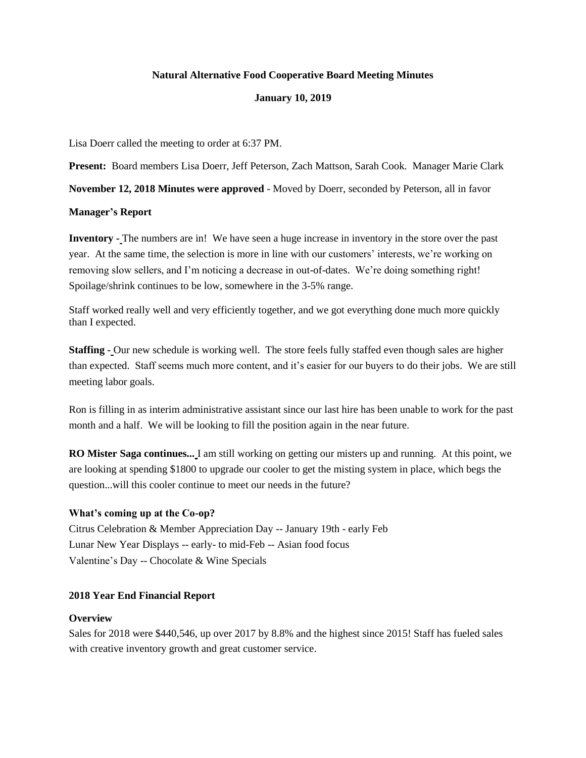# Natural Alternative Food Cooperative Board Meeting Minutes

## January 10, 2019

Lisa Doerr called the meeting to order at 6:37 PM.

**Present:** Board members Lisa Doerr, Jeff Peterson, Zach Mattson, Sarah Cook. Manager Marie Clark

**November 12, 2018 Minutes were approved** - Moved by Doerr, seconded by Peterson, all in favor

### Manager's Report

**Inventory -** The numbers are in! We have seen a huge increase in inventory in the store over the past year. At the same time, the selection is more in line with our customers' interests, we're working on removing slow sellers, and I'm noticing a decrease in out-of-dates. We're doing something right! Spoilage/shrink continues to be low, somewhere in the 3-5% range.

Staff worked really well and very efficiently together, and we got everything done much more quickly than I expected.

**Staffing -** Our new schedule is working well. The store feels fully staffed even though sales are higher than expected. Staff seems much more content, and it's easier for our buyers to do their jobs. We are still meeting labor goals.

Ron is filling in as interim administrative assistant since our last hire has been unable to work for the past month and a half. We will be looking to fill the position again in the near future.

**RO Mister Saga continues...** I am still working on getting our misters up and running. At this point, we are looking at spending $1800 to upgrade our cooler to get the misting system in place, which begs the question...will this cooler continue to meet our needs in the future?

### What's coming up at the Co-op?

Citrus Celebration & Member Appreciation Day -- January 19th - early Feb
Lunar New Year Displays -- early- to mid-Feb -- Asian food focus
Valentine's Day -- Chocolate & Wine Specials

### 2018 Year End Financial Report

**Overview**

Sales for 2018 were $440,546, up over 2017 by 8.8% and the highest since 2015! Staff has fueled sales with creative inventory growth and great customer service.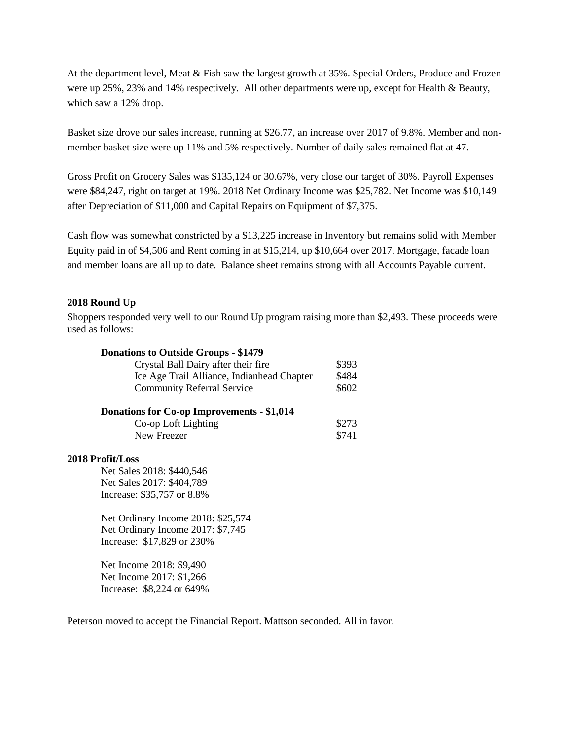At the department level, Meat & Fish saw the largest growth at 35%. Special Orders, Produce and Frozen were up 25%, 23% and 14% respectively. All other departments were up, except for Health & Beauty, which saw a 12% drop.

Basket size drove our sales increase, running at $26.77, an increase over 2017 of 9.8%. Member and non-member basket size were up 11% and 5% respectively. Number of daily sales remained flat at 47.

Gross Profit on Grocery Sales was $135,124 or 30.67%, very close our target of 30%. Payroll Expenses were $84,247, right on target at 19%. 2018 Net Ordinary Income was $25,782. Net Income was $10,149 after Depreciation of $11,000 and Capital Repairs on Equipment of $7,375.

Cash flow was somewhat constricted by a $13,225 increase in Inventory but remains solid with Member Equity paid in of $4,506 and Rent coming in at $15,214, up $10,664 over 2017. Mortgage, facade loan and member loans are all up to date. Balance sheet remains strong with all Accounts Payable current.

**2018 Round Up**

Shoppers responded very well to our Round Up program raising more than $2,493. These proceeds were used as follows:

**Donations to Outside Groups - $1479**

| | |
|---|---|
| Crystal Ball Dairy after their fire | $393 |
| Ice Age Trail Alliance, Indianhead Chapter | $484 |
| Community Referral Service | $602 |

**Donations for Co-op Improvements - $1,014**

| | |
|---|---|
| Co-op Loft Lighting | $273 |
| New Freezer | $741 |

**2018 Profit/Loss**

Net Sales 2018: $440,546
Net Sales 2017: $404,789
Increase: $35,757 or 8.8%

Net Ordinary Income 2018: $25,574
Net Ordinary Income 2017: $7,745
Increase: $17,829 or 230%

Net Income 2018: $9,490
Net Income 2017: $1,266
Increase: $8,224 or 649%

Peterson moved to accept the Financial Report. Mattson seconded. All in favor.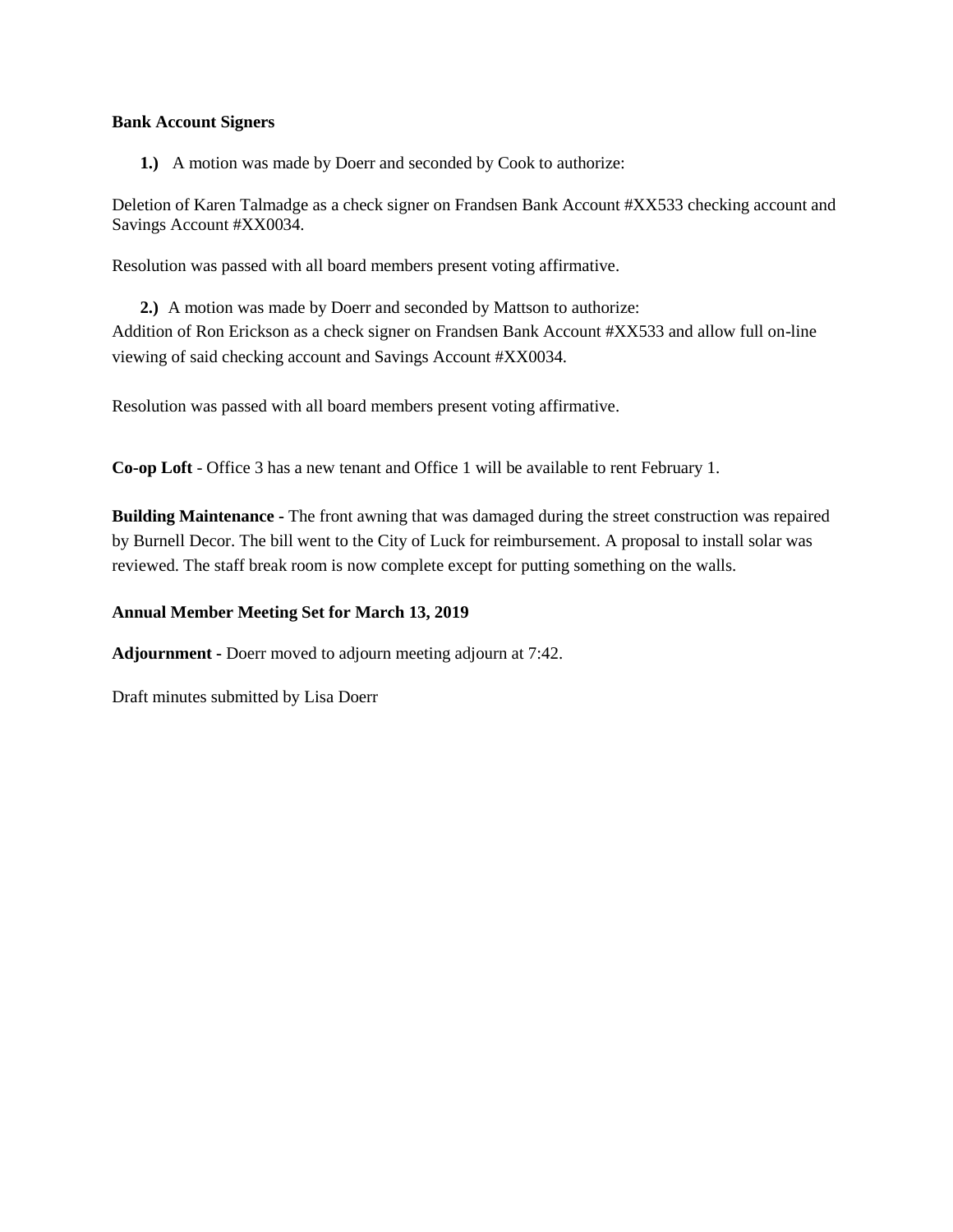**Bank Account Signers**

**1.)** A motion was made by Doerr and seconded by Cook to authorize:

Deletion of Karen Talmadge as a check signer on Frandsen Bank Account #XX533 checking account and Savings Account #XX0034.

Resolution was passed with all board members present voting affirmative.

**2.)** A motion was made by Doerr and seconded by Mattson to authorize:
Addition of Ron Erickson as a check signer on Frandsen Bank Account #XX533 and allow full on-line viewing of said checking account and Savings Account #XX0034.

Resolution was passed with all board members present voting affirmative.

**Co-op Loft** - Office 3 has a new tenant and Office 1 will be available to rent February 1.

**Building Maintenance -** The front awning that was damaged during the street construction was repaired by Burnell Decor. The bill went to the City of Luck for reimbursement. A proposal to install solar was reviewed. The staff break room is now complete except for putting something on the walls.

**Annual Member Meeting Set for March 13, 2019**

**Adjournment -** Doerr moved to adjourn meeting adjourn at 7:42.

Draft minutes submitted by Lisa Doerr